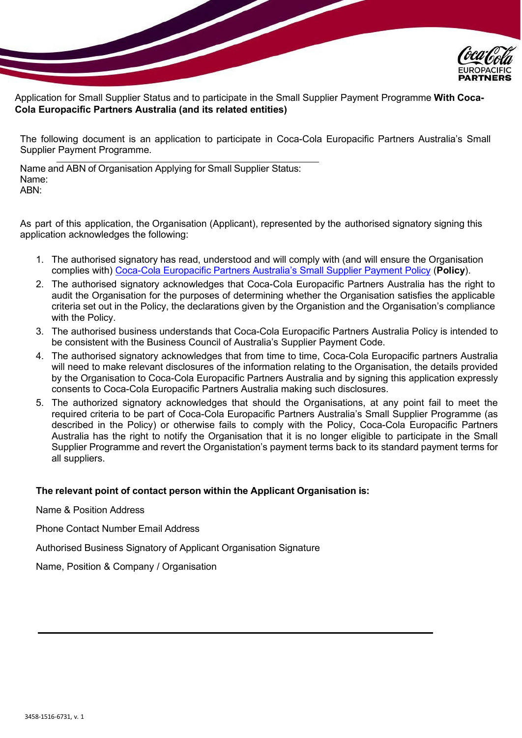Application for Small Supplier Status and to participate in the Small Supplier Payment Programme **With Coca-Cola Europacific Partners Australia (and its related entities)**

The following document is an application to participate in Coca-Cola Europacific Partners Australia's Small Supplier Payment Programme.

Name and ABN of Organisation Applying for Small Supplier Status:
Name:
ABN:

As part of this application, the Organisation (Applicant), represented by the authorised signatory signing this application acknowledges the following:

1. The authorised signatory has read, understood and will comply with (and will ensure the Organisation complies with) Coca-Cola Europacific Partners Australia's Small Supplier Payment Policy (**Policy**).
2. The authorised signatory acknowledges that Coca-Cola Europacific Partners Australia has the right to audit the Organisation for the purposes of determining whether the Organisation satisfies the applicable criteria set out in the Policy, the declarations given by the Organistion and the Organisation's compliance with the Policy.
3. The authorised business understands that Coca-Cola Europacific Partners Australia Policy is intended to be consistent with the Business Council of Australia's Supplier Payment Code.
4. The authorised signatory acknowledges that from time to time, Coca-Cola Europacific partners Australia will need to make relevant disclosures of the information relating to the Organisation, the details provided by the Organisation to Coca-Cola Europacific Partners Australia and by signing this application expressly consents to Coca-Cola Europacific Partners Australia making such disclosures.
5. The authorized signatory acknowledges that should the Organisations, at any point fail to meet the required criteria to be part of Coca-Cola Europacific Partners Australia's Small Supplier Programme (as described in the Policy) or otherwise fails to comply with the Policy, Coca-Cola Europacific Partners Australia has the right to notify the Organisation that it is no longer eligible to participate in the Small Supplier Programme and revert the Organistation's payment terms back to its standard payment terms for all suppliers.

**The relevant point of contact person within the Applicant Organisation is:**

Name & Position Address

Phone Contact Number Email Address

Authorised Business Signatory of Applicant Organisation Signature

Name, Position & Company / Organisation

3458-1516-6731, v. 1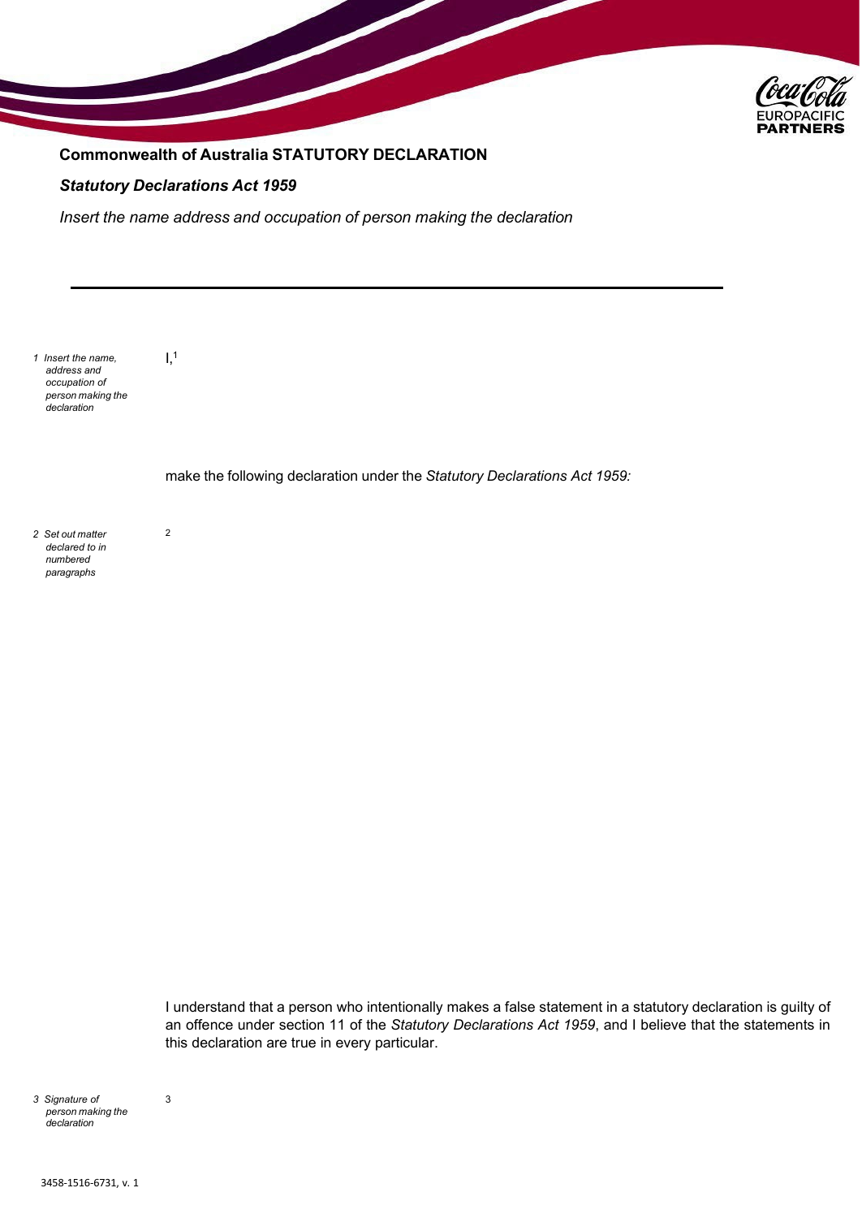**Commonwealth of Australia STATUTORY DECLARATION**

***Statutory Declarations Act 1959***

*Insert the name address and occupation of person making the declaration*

---

*1 Insert the name, address and occupation of person making the declaration*

I,[1]

make the following declaration under the *Statutory Declarations Act 1959:*

*2 Set out matter declared to in numbered paragraphs*

[2]

I understand that a person who intentionally makes a false statement in a statutory declaration is guilty of an offence under section 11 of the *Statutory Declarations Act 1959*, and I believe that the statements in this declaration are true in every particular.

*3 Signature of person making the declaration*

[3]

3458-1516-6731, v. 1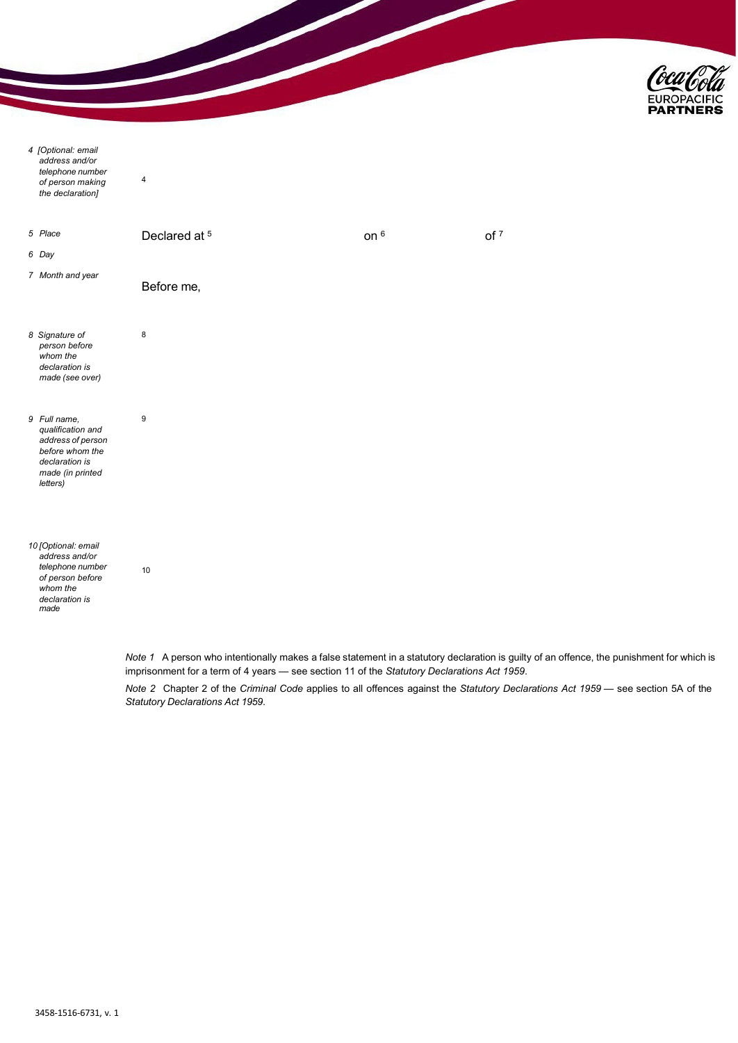| | |
|---|---|
| *4 [Optional: email address and/or telephone number of person making the declaration]* | 4 |
| *5 Place* *6 Day* *7 Month and year* | Declared at [5] on [6] of [7] <br><br> Before me, |
| *8 Signature of person before whom the declaration is made (see over)* | 8 |
| *9 Full name, qualification and address of person before whom the declaration is made (in printed letters)* | 9 |
| *10 [Optional: email address and/or telephone number of person before whom the declaration is made* | 10 |

*Note 1* A person who intentionally makes a false statement in a statutory declaration is guilty of an offence, the punishment for which is imprisonment for a term of 4 years — see section 11 of the *Statutory Declarations Act 1959*.

*Note 2* Chapter 2 of the *Criminal Code* applies to all offences against the *Statutory Declarations Act 1959* — see section 5A of the *Statutory Declarations Act 1959*.

3458-1516-6731, v. 1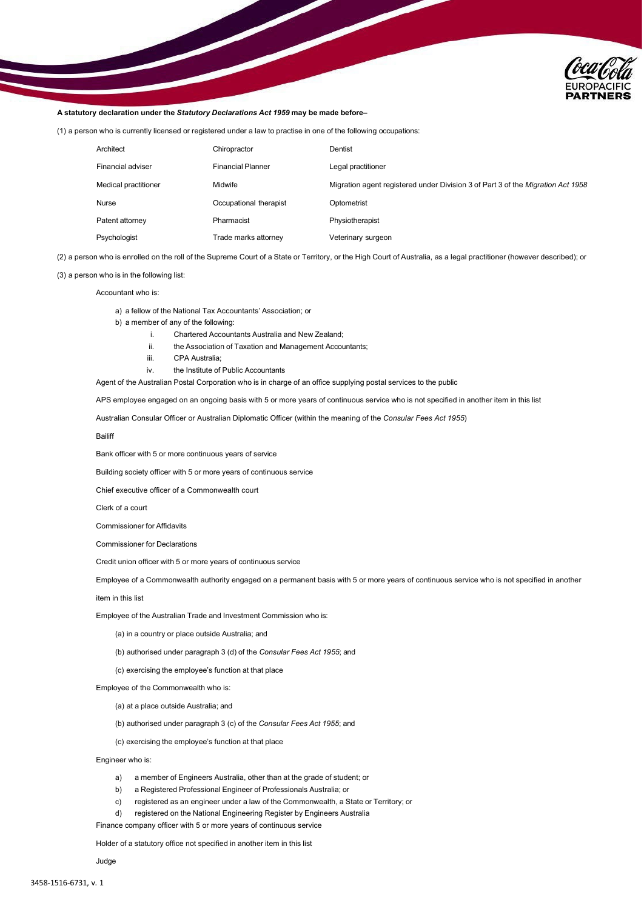**A statutory declaration under the *Statutory Declarations Act 1959* may be made before–**

(1) a person who is currently licensed or registered under a law to practise in one of the following occupations:

| | | |
|---|---|---|
| Architect | Chiropractor | Dentist |
| Financial adviser | Financial Planner | Legal practitioner |
| Medical practitioner | Midwife | Migration agent registered under Division 3 of Part 3 of the *Migration Act 1958* |
| Nurse | Occupational therapist | Optometrist |
| Patent attorney | Pharmacist | Physiotherapist |
| Psychologist | Trade marks attorney | Veterinary surgeon |

(2) a person who is enrolled on the roll of the Supreme Court of a State or Territory, or the High Court of Australia, as a legal practitioner (however described); or

(3) a person who is in the following list:

Accountant who is:

- a) a fellow of the National Tax Accountants' Association; or
- b) a member of any of the following:
  - i. Chartered Accountants Australia and New Zealand;
  - ii. the Association of Taxation and Management Accountants;
  - iii. CPA Australia;
  - iv. the Institute of Public Accountants

Agent of the Australian Postal Corporation who is in charge of an office supplying postal services to the public

APS employee engaged on an ongoing basis with 5 or more years of continuous service who is not specified in another item in this list

Australian Consular Officer or Australian Diplomatic Officer (within the meaning of the *Consular Fees Act 1955*)

Bailiff

Bank officer with 5 or more continuous years of service

Building society officer with 5 or more years of continuous service

Chief executive officer of a Commonwealth court

Clerk of a court

Commissioner for Affidavits

Commissioner for Declarations

Credit union officer with 5 or more years of continuous service

Employee of a Commonwealth authority engaged on a permanent basis with 5 or more years of continuous service who is not specified in another item in this list

Employee of the Australian Trade and Investment Commission who is:

- (a) in a country or place outside Australia; and
- (b) authorised under paragraph 3 (d) of the *Consular Fees Act 1955*; and
- (c) exercising the employee's function at that place

Employee of the Commonwealth who is:

- (a) at a place outside Australia; and
- (b) authorised under paragraph 3 (c) of the *Consular Fees Act 1955*; and
- (c) exercising the employee's function at that place

Engineer who is:

- a) a member of Engineers Australia, other than at the grade of student; or
- b) a Registered Professional Engineer of Professionals Australia; or
- c) registered as an engineer under a law of the Commonwealth, a State or Territory; or
- d) registered on the National Engineering Register by Engineers Australia

Finance company officer with 5 or more years of continuous service

Holder of a statutory office not specified in another item in this list

Judge

3458-1516-6731, v. 1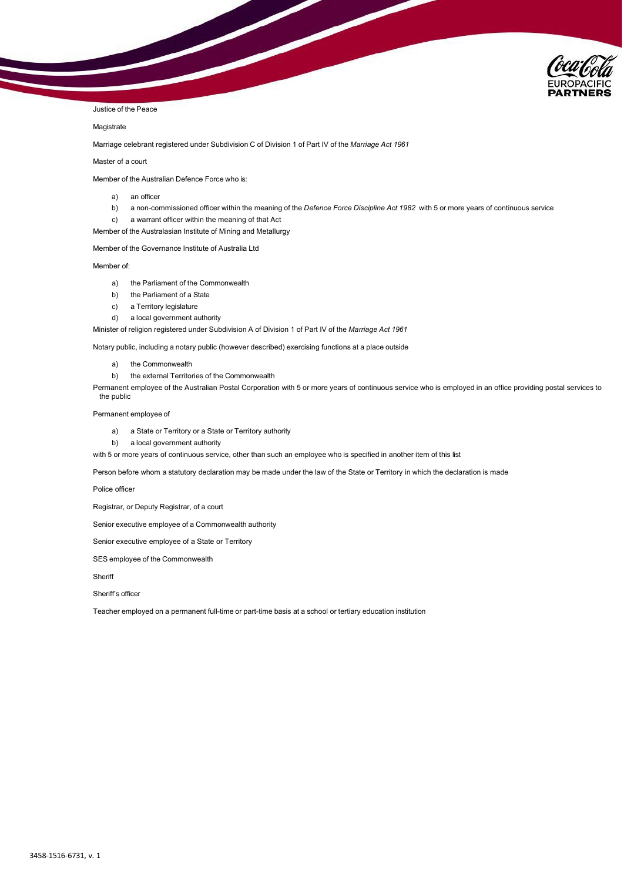Justice of the Peace

Magistrate

Marriage celebrant registered under Subdivision C of Division 1 of Part IV of the *Marriage Act 1961*

Master of a court

Member of the Australian Defence Force who is:

a) an officer
b) a non-commissioned officer within the meaning of the *Defence Force Discipline Act 1982* with 5 or more years of continuous service
c) a warrant officer within the meaning of that Act

Member of the Australasian Institute of Mining and Metallurgy

Member of the Governance Institute of Australia Ltd

Member of:

a) the Parliament of the Commonwealth
b) the Parliament of a State
c) a Territory legislature
d) a local government authority

Minister of religion registered under Subdivision A of Division 1 of Part IV of the *Marriage Act 1961*

Notary public, including a notary public (however described) exercising functions at a place outside

a) the Commonwealth
b) the external Territories of the Commonwealth

Permanent employee of the Australian Postal Corporation with 5 or more years of continuous service who is employed in an office providing postal services to the public

Permanent employee of

a) a State or Territory or a State or Territory authority
b) a local government authority

with 5 or more years of continuous service, other than such an employee who is specified in another item of this list

Person before whom a statutory declaration may be made under the law of the State or Territory in which the declaration is made

Police officer

Registrar, or Deputy Registrar, of a court

Senior executive employee of a Commonwealth authority

Senior executive employee of a State or Territory

SES employee of the Commonwealth

Sheriff

Sheriff's officer

Teacher employed on a permanent full-time or part-time basis at a school or tertiary education institution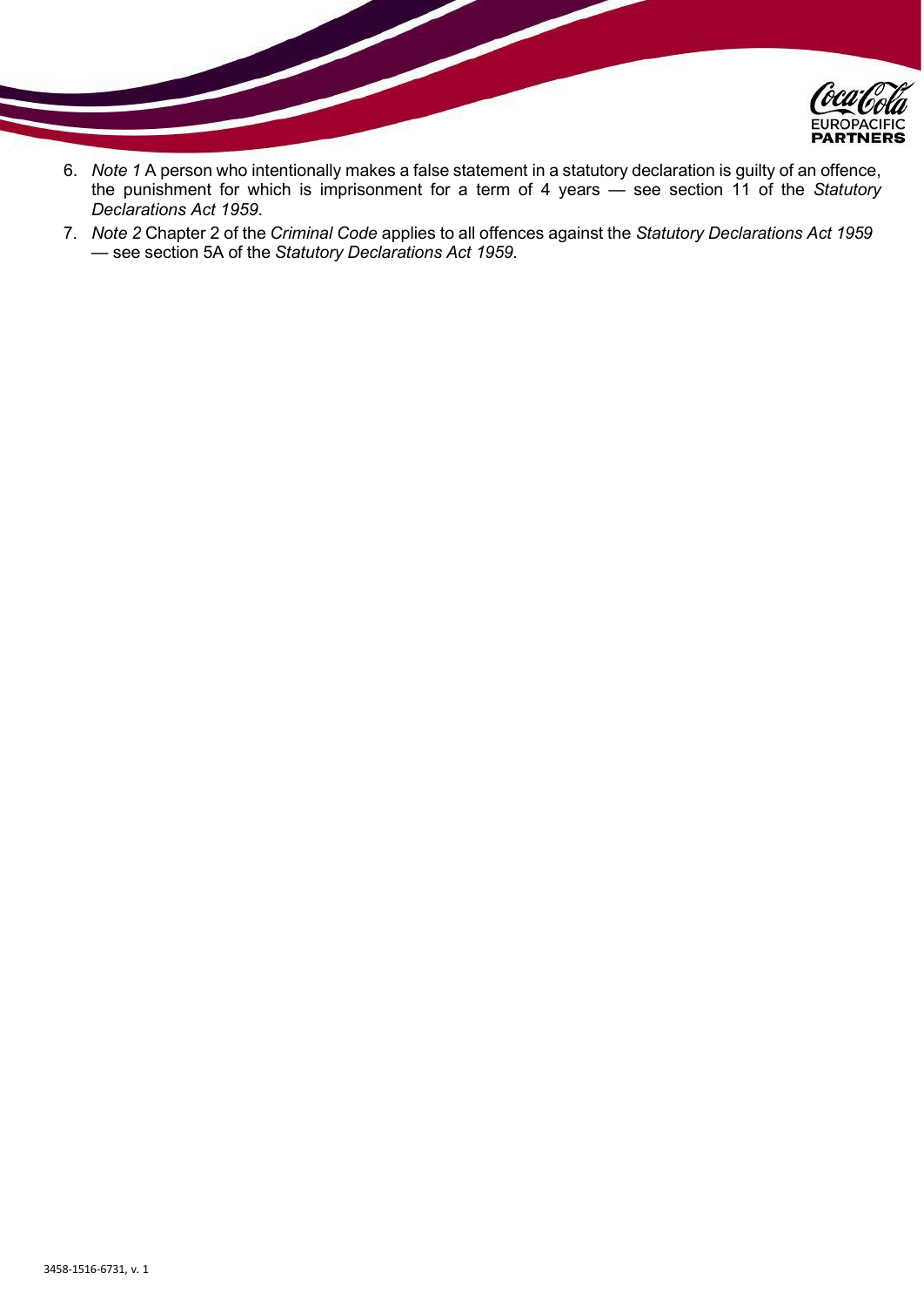6. *Note 1* A person who intentionally makes a false statement in a statutory declaration is guilty of an offence, the punishment for which is imprisonment for a term of 4 years — see section 11 of the *Statutory Declarations Act 1959*.
7. *Note 2* Chapter 2 of the *Criminal Code* applies to all offences against the *Statutory Declarations Act 1959* — see section 5A of the *Statutory Declarations Act 1959*.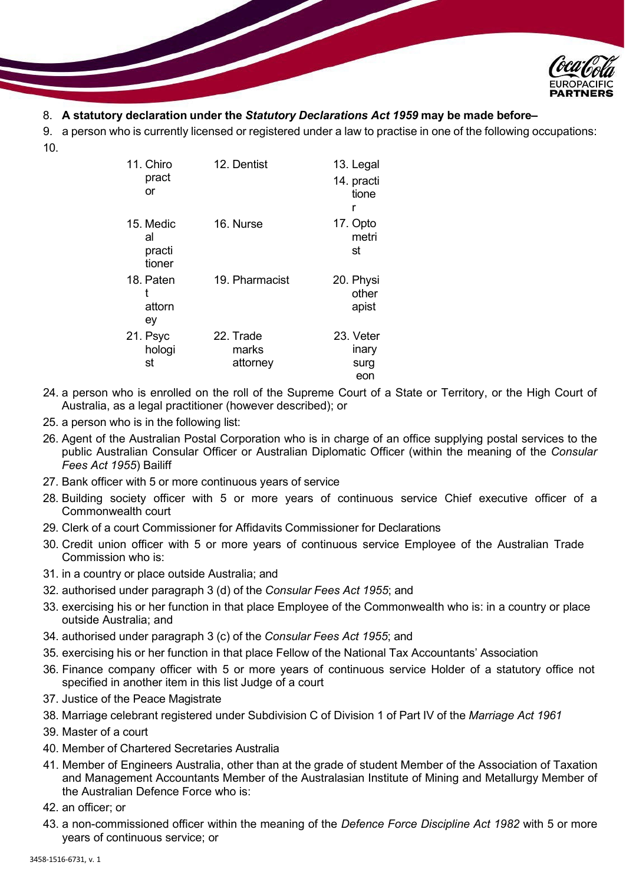8. **A statutory declaration under the *Statutory Declarations Act 1959* may be made before–**
9. a person who is currently licensed or registered under a law to practise in one of the following occupations:
10.

| | | |
|---|---|---|
| 11. Chiropractor | 12. Dentist | 13. Legal 14. practitioner |
| 15. Medical practitioner | 16. Nurse | 17. Optometrist |
| 18. Patent attorney | 19. Pharmacist | 20. Physiotherapist |
| 21. Psychologist | 22. Trade marks attorney | 23. Veterinary surgeon |

24. a person who is enrolled on the roll of the Supreme Court of a State or Territory, or the High Court of Australia, as a legal practitioner (however described); or
25. a person who is in the following list:
26. Agent of the Australian Postal Corporation who is in charge of an office supplying postal services to the public Australian Consular Officer or Australian Diplomatic Officer (within the meaning of the *Consular Fees Act 1955*) Bailiff
27. Bank officer with 5 or more continuous years of service
28. Building society officer with 5 or more years of continuous service Chief executive officer of a Commonwealth court
29. Clerk of a court Commissioner for Affidavits Commissioner for Declarations
30. Credit union officer with 5 or more years of continuous service Employee of the Australian Trade Commission who is:
31. in a country or place outside Australia; and
32. authorised under paragraph 3 (d) of the *Consular Fees Act 1955*; and
33. exercising his or her function in that place Employee of the Commonwealth who is: in a country or place outside Australia; and
34. authorised under paragraph 3 (c) of the *Consular Fees Act 1955*; and
35. exercising his or her function in that place Fellow of the National Tax Accountants' Association
36. Finance company officer with 5 or more years of continuous service Holder of a statutory office not specified in another item in this list Judge of a court
37. Justice of the Peace Magistrate
38. Marriage celebrant registered under Subdivision C of Division 1 of Part IV of the *Marriage Act 1961*
39. Master of a court
40. Member of Chartered Secretaries Australia
41. Member of Engineers Australia, other than at the grade of student Member of the Association of Taxation and Management Accountants Member of the Australasian Institute of Mining and Metallurgy Member of the Australian Defence Force who is:
42. an officer; or
43. a non-commissioned officer within the meaning of the *Defence Force Discipline Act 1982* with 5 or more years of continuous service; or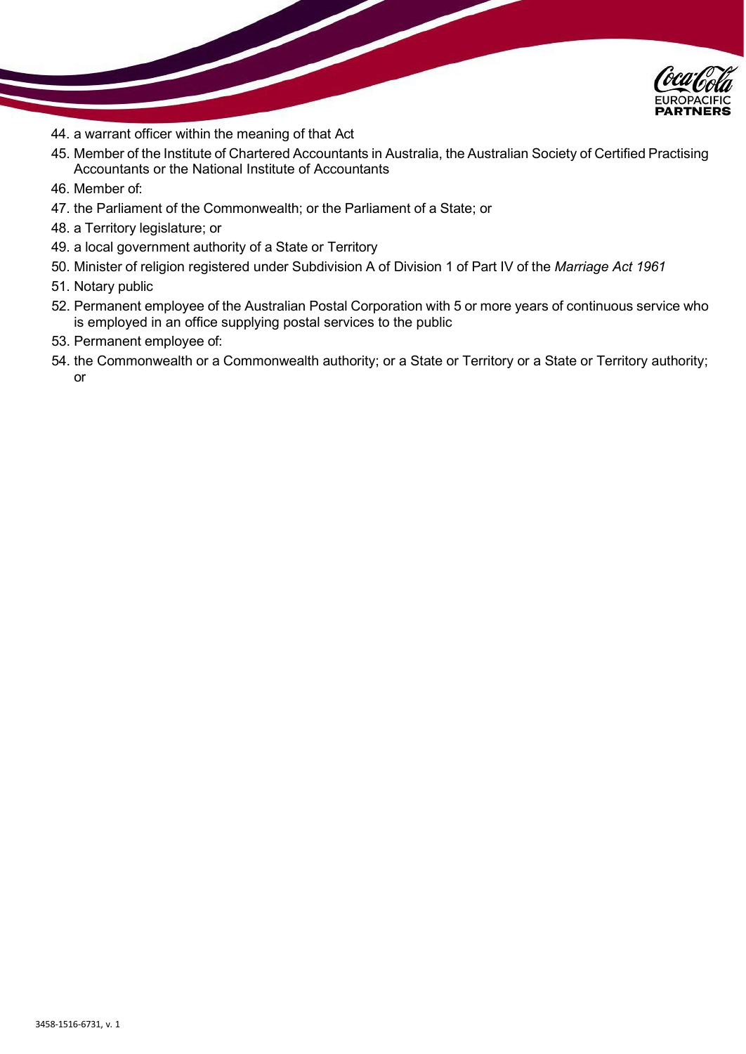44. a warrant officer within the meaning of that Act
45. Member of the Institute of Chartered Accountants in Australia, the Australian Society of Certified Practising Accountants or the National Institute of Accountants
46. Member of:
47. the Parliament of the Commonwealth; or the Parliament of a State; or
48. a Territory legislature; or
49. a local government authority of a State or Territory
50. Minister of religion registered under Subdivision A of Division 1 of Part IV of the *Marriage Act 1961*
51. Notary public
52. Permanent employee of the Australian Postal Corporation with 5 or more years of continuous service who is employed in an office supplying postal services to the public
53. Permanent employee of:
54. the Commonwealth or a Commonwealth authority; or a State or Territory or a State or Territory authority; or

3458-1516-6731, v. 1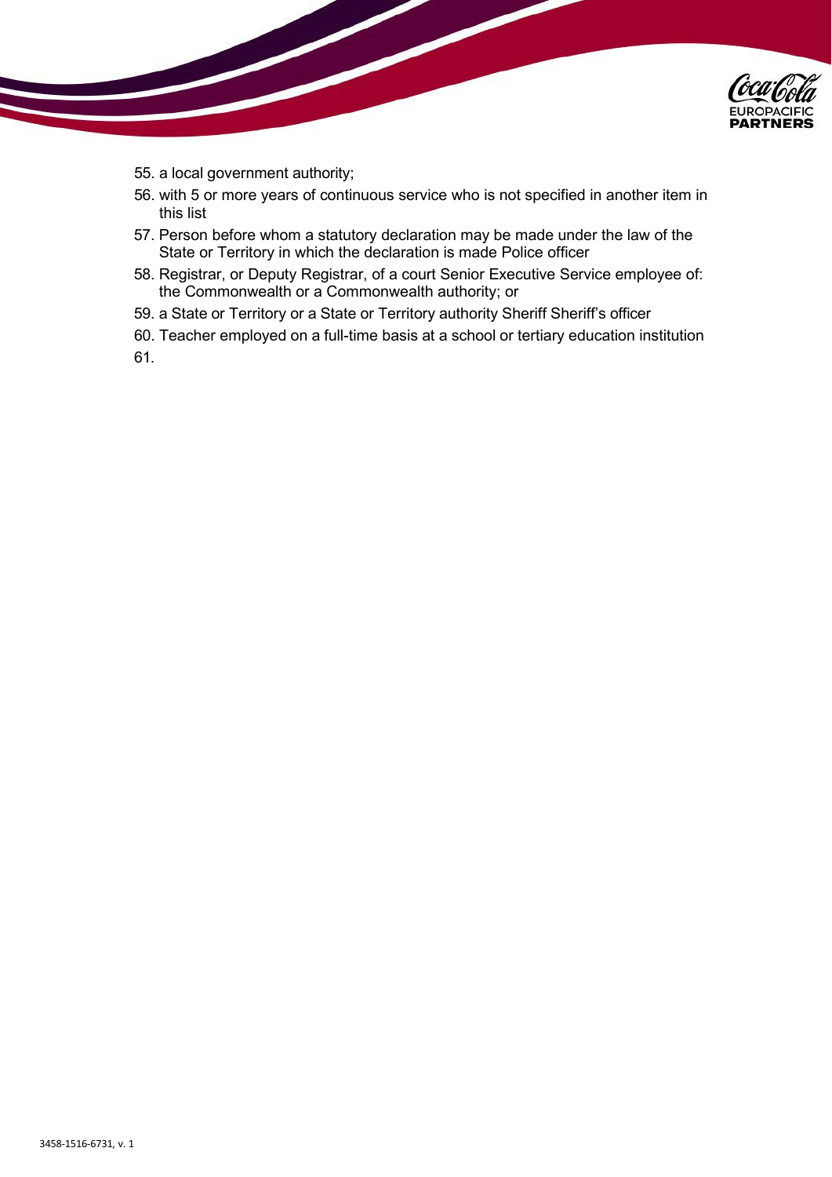55. a local government authority;
56. with 5 or more years of continuous service who is not specified in another item in this list
57. Person before whom a statutory declaration may be made under the law of the State or Territory in which the declaration is made Police officer
58. Registrar, or Deputy Registrar, of a court Senior Executive Service employee of: the Commonwealth or a Commonwealth authority; or
59. a State or Territory or a State or Territory authority Sheriff Sheriff's officer
60. Teacher employed on a full-time basis at a school or tertiary education institution
61.